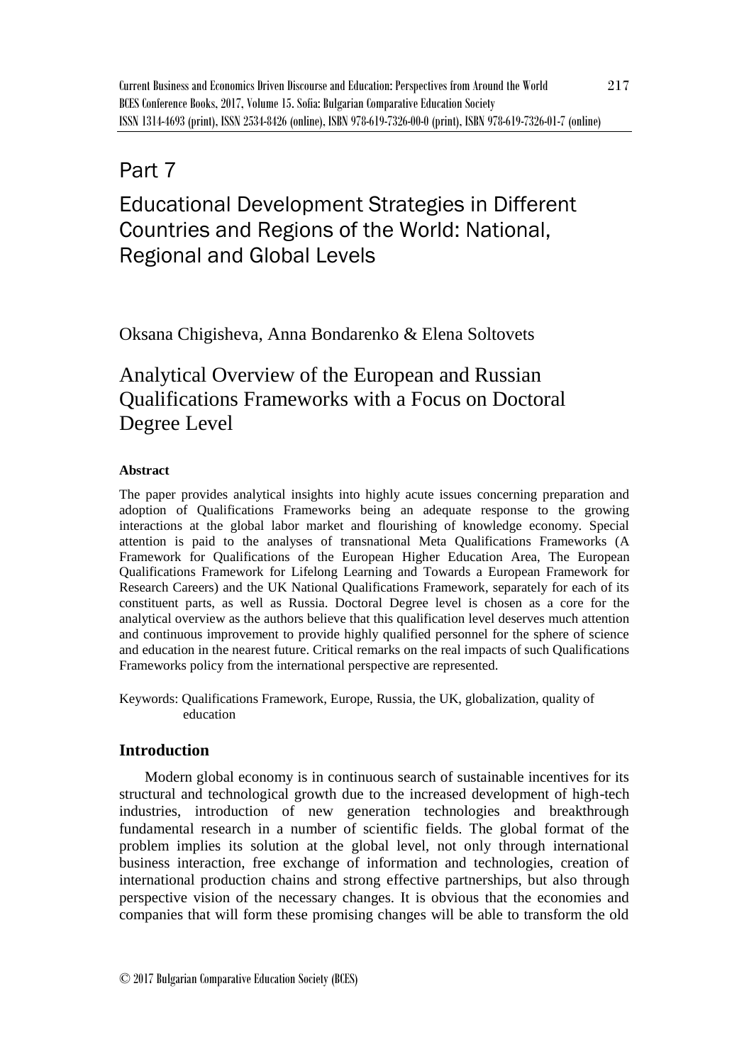# Part 7

# Educational Development Strategies in Different Countries and Regions of the World: National, Regional and Global Levels

Oksana Chigisheva, Anna Bondarenko & Elena Soltovets

## Analytical Overview of the European and Russian Qualifications Frameworks with a Focus on Doctoral Degree Level

### Abstract

The paper provides analytical insights into highly acute issues concerning preparation and adoption of Qualifications Frameworks being an adequate response to the growing interactions at the global labor market and flourishing of knowledge economy. Special attention is paid to the analyses of transnational Meta Qualifications Frameworks (A Framework for Qualifications of the European Higher Education Area, The European Qualifications Framework for Lifelong Learning and Towards a European Framework for Research Careers) and the UK National Qualifications Framework, separately for each of its constituent parts, as well as Russia. Doctoral Degree level is chosen as a core for the analytical overview as the authors believe that this qualification level deserves much attention and continuous improvement to provide highly qualified personnel for the sphere of science and education in the nearest future. Critical remarks on the real impacts of such Qualifications Frameworks policy from the international perspective are represented.

Keywords: Qualifications Framework, Europe, Russia, the UK, globalization, quality of education

### Introduction

Modern global economy is in continuous search of sustainable incentives for its structural and technological growth due to the increased development of high-tech industries, introduction of new generation technologies and breakthrough fundamental research in a number of scientific fields. The global format of the problem implies its solution at the global level, not only through international business interaction, free exchange of information and technologies, creation of international production chains and strong effective partnerships, but also through perspective vision of the necessary changes. It is obvious that the economies and companies that will form these promising changes will be able to transform the old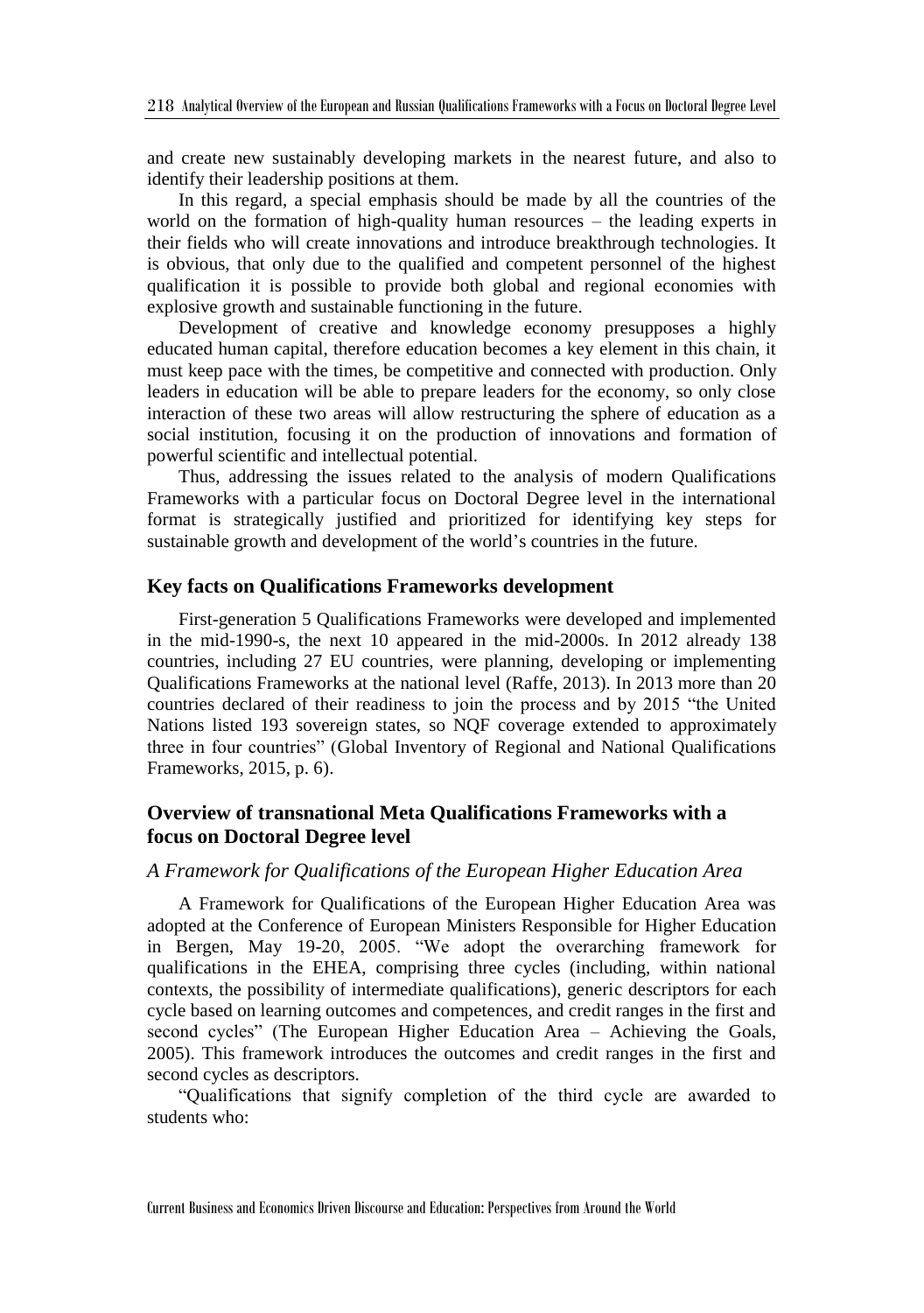and create new sustainably developing markets in the nearest future, and also to identify their leadership positions at them.

In this regard, a special emphasis should be made by all the countries of the world on the formation of high-quality human resources – the leading experts in their fields who will create innovations and introduce breakthrough technologies. It is obvious, that only due to the qualified and competent personnel of the highest qualification it is possible to provide both global and regional economies with explosive growth and sustainable functioning in the future.

Development of creative and knowledge economy presupposes a highly educated human capital, therefore education becomes a key element in this chain, it must keep pace with the times, be competitive and connected with production. Only leaders in education will be able to prepare leaders for the economy, so only close interaction of these two areas will allow restructuring the sphere of education as a social institution, focusing it on the production of innovations and formation of powerful scientific and intellectual potential.

Thus, addressing the issues related to the analysis of modern Qualifications Frameworks with a particular focus on Doctoral Degree level in the international format is strategically justified and prioritized for identifying key steps for sustainable growth and development of the world's countries in the future.

## Key facts on Qualifications Frameworks development

First-generation 5 Qualifications Frameworks were developed and implemented in the mid-1990-s, the next 10 appeared in the mid-2000s. In 2012 already 138 countries, including 27 EU countries, were planning, developing or implementing Qualifications Frameworks at the national level (Raffe, 2013). In 2013 more than 20 countries declared of their readiness to join the process and by 2015 "the United Nations listed 193 sovereign states, so NQF coverage extended to approximately three in four countries" (Global Inventory of Regional and National Qualifications Frameworks, 2015, p. 6).

## Overview of transnational Meta Qualifications Frameworks with a focus on Doctoral Degree level

### *A Framework for Qualifications of the European Higher Education Area*

A Framework for Qualifications of the European Higher Education Area was adopted at the Conference of European Ministers Responsible for Higher Education in Bergen, May 19-20, 2005. "We adopt the overarching framework for qualifications in the EHEA, comprising three cycles (including, within national contexts, the possibility of intermediate qualifications), generic descriptors for each cycle based on learning outcomes and competences, and credit ranges in the first and second cycles" (The European Higher Education Area – Achieving the Goals, 2005). This framework introduces the outcomes and credit ranges in the first and second cycles as descriptors.

"Qualifications that signify completion of the third cycle are awarded to students who: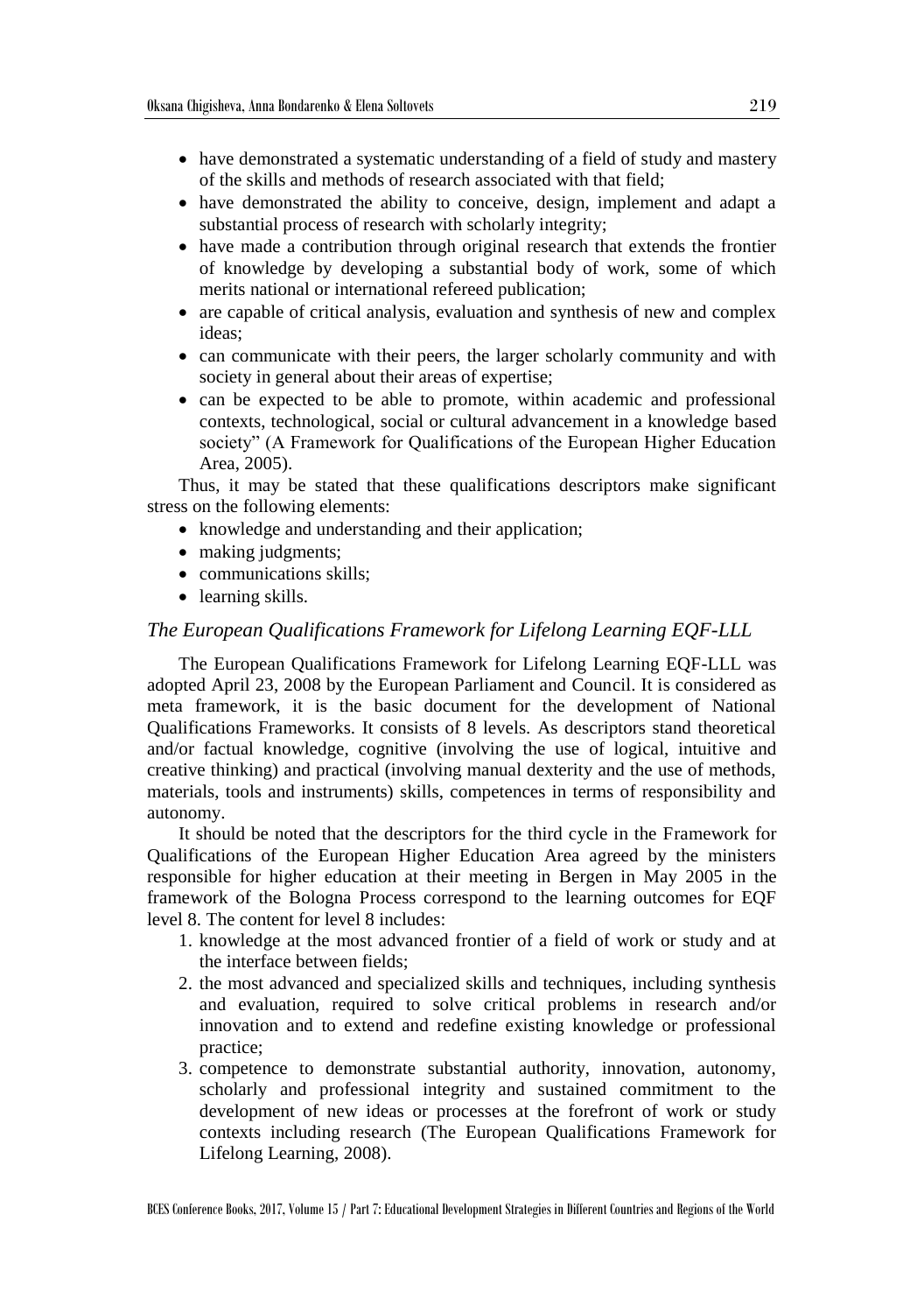- have demonstrated a systematic understanding of a field of study and mastery of the skills and methods of research associated with that field;
- have demonstrated the ability to conceive, design, implement and adapt a substantial process of research with scholarly integrity;
- have made a contribution through original research that extends the frontier of knowledge by developing a substantial body of work, some of which merits national or international refereed publication;
- are capable of critical analysis, evaluation and synthesis of new and complex ideas;
- can communicate with their peers, the larger scholarly community and with society in general about their areas of expertise;
- can be expected to be able to promote, within academic and professional contexts, technological, social or cultural advancement in a knowledge based society" (A Framework for Qualifications of the European Higher Education Area, 2005).

Thus, it may be stated that these qualifications descriptors make significant stress on the following elements:

- knowledge and understanding and their application;
- making judgments;
- communications skills;
- learning skills.

### *The European Qualifications Framework for Lifelong Learning EQF-LLL*

The European Qualifications Framework for Lifelong Learning EQF-LLL was adopted April 23, 2008 by the European Parliament and Council. It is considered as meta framework, it is the basic document for the development of National Qualifications Frameworks. It consists of 8 levels. As descriptors stand theoretical and/or factual knowledge, cognitive (involving the use of logical, intuitive and creative thinking) and practical (involving manual dexterity and the use of methods, materials, tools and instruments) skills, competences in terms of responsibility and autonomy.

It should be noted that the descriptors for the third cycle in the Framework for Qualifications of the European Higher Education Area agreed by the ministers responsible for higher education at their meeting in Bergen in May 2005 in the framework of the Bologna Process correspond to the learning outcomes for EQF level 8. The content for level 8 includes:

1. knowledge at the most advanced frontier of a field of work or study and at the interface between fields;
2. the most advanced and specialized skills and techniques, including synthesis and evaluation, required to solve critical problems in research and/or innovation and to extend and redefine existing knowledge or professional practice;
3. competence to demonstrate substantial authority, innovation, autonomy, scholarly and professional integrity and sustained commitment to the development of new ideas or processes at the forefront of work or study contexts including research (The European Qualifications Framework for Lifelong Learning, 2008).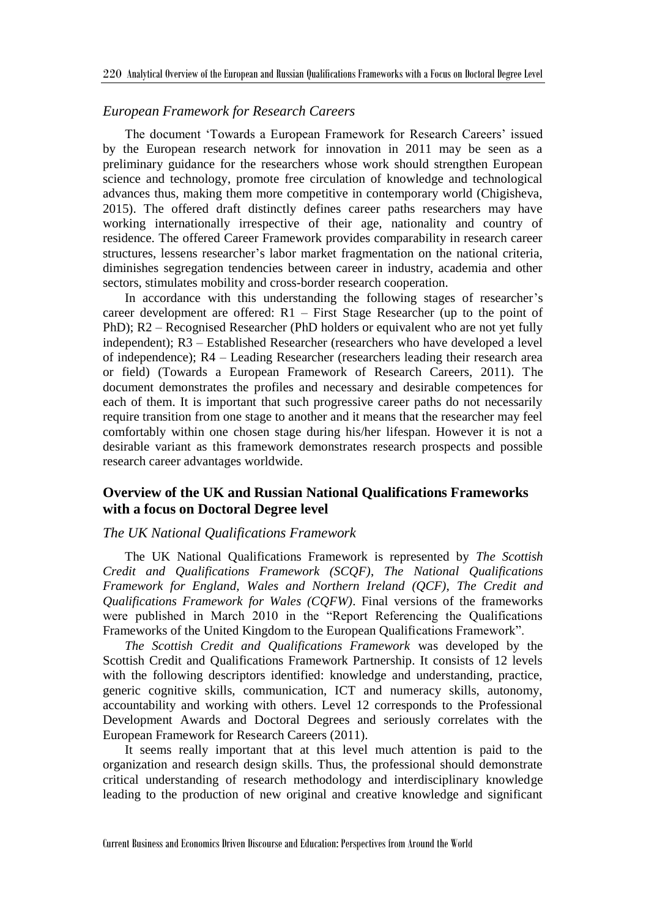### *European Framework for Research Careers*

The document 'Towards a European Framework for Research Careers' issued by the European research network for innovation in 2011 may be seen as a preliminary guidance for the researchers whose work should strengthen European science and technology, promote free circulation of knowledge and technological advances thus, making them more competitive in contemporary world (Chigisheva, 2015). The offered draft distinctly defines career paths researchers may have working internationally irrespective of their age, nationality and country of residence. The offered Career Framework provides comparability in research career structures, lessens researcher's labor market fragmentation on the national criteria, diminishes segregation tendencies between career in industry, academia and other sectors, stimulates mobility and cross-border research cooperation.

In accordance with this understanding the following stages of researcher's career development are offered: R1 – First Stage Researcher (up to the point of PhD); R2 – Recognised Researcher (PhD holders or equivalent who are not yet fully independent); R3 – Established Researcher (researchers who have developed a level of independence); R4 – Leading Researcher (researchers leading their research area or field) (Towards a European Framework of Research Careers, 2011). The document demonstrates the profiles and necessary and desirable competences for each of them. It is important that such progressive career paths do not necessarily require transition from one stage to another and it means that the researcher may feel comfortably within one chosen stage during his/her lifespan. However it is not a desirable variant as this framework demonstrates research prospects and possible research career advantages worldwide.

## Overview of the UK and Russian National Qualifications Frameworks with a focus on Doctoral Degree level

### *The UK National Qualifications Framework*

The UK National Qualifications Framework is represented by *The Scottish Credit and Qualifications Framework (SCQF)*, *The National Qualifications Framework for England, Wales and Northern Ireland (QCF)*, *The Credit and Qualifications Framework for Wales (CQFW)*. Final versions of the frameworks were published in March 2010 in the "Report Referencing the Qualifications Frameworks of the United Kingdom to the European Qualifications Framework".

*The Scottish Credit and Qualifications Framework* was developed by the Scottish Credit and Qualifications Framework Partnership. It consists of 12 levels with the following descriptors identified: knowledge and understanding, practice, generic cognitive skills, communication, ICT and numeracy skills, autonomy, accountability and working with others. Level 12 corresponds to the Professional Development Awards and Doctoral Degrees and seriously correlates with the European Framework for Research Careers (2011).

It seems really important that at this level much attention is paid to the organization and research design skills. Thus, the professional should demonstrate critical understanding of research methodology and interdisciplinary knowledge leading to the production of new original and creative knowledge and significant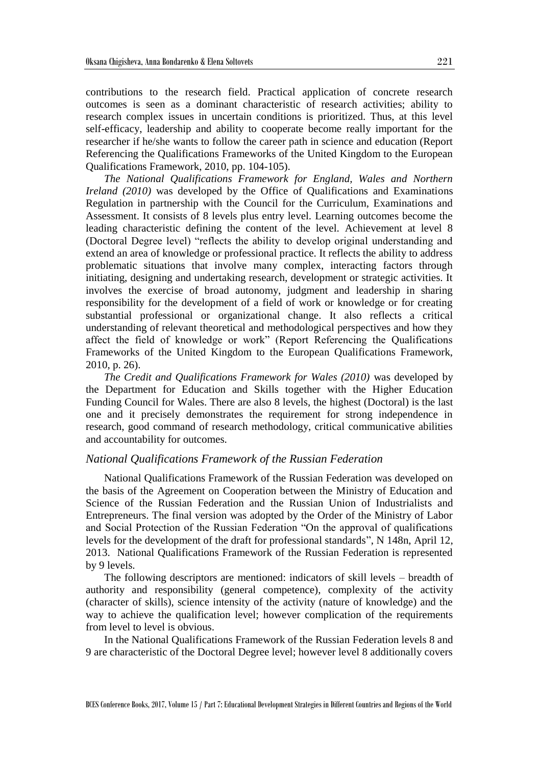contributions to the research field. Practical application of concrete research outcomes is seen as a dominant characteristic of research activities; ability to research complex issues in uncertain conditions is prioritized. Thus, at this level self-efficacy, leadership and ability to cooperate become really important for the researcher if he/she wants to follow the career path in science and education (Report Referencing the Qualifications Frameworks of the United Kingdom to the European Qualifications Framework, 2010, pp. 104-105).

*The National Qualifications Framework for England, Wales and Northern Ireland (2010)* was developed by the Office of Qualifications and Examinations Regulation in partnership with the Council for the Curriculum, Examinations and Assessment. It consists of 8 levels plus entry level. Learning outcomes become the leading characteristic defining the content of the level. Achievement at level 8 (Doctoral Degree level) "reflects the ability to develop original understanding and extend an area of knowledge or professional practice. It reflects the ability to address problematic situations that involve many complex, interacting factors through initiating, designing and undertaking research, development or strategic activities. It involves the exercise of broad autonomy, judgment and leadership in sharing responsibility for the development of a field of work or knowledge or for creating substantial professional or organizational change. It also reflects a critical understanding of relevant theoretical and methodological perspectives and how they affect the field of knowledge or work" (Report Referencing the Qualifications Frameworks of the United Kingdom to the European Qualifications Framework, 2010, p. 26).

*The Credit and Qualifications Framework for Wales (2010)* was developed by the Department for Education and Skills together with the Higher Education Funding Council for Wales. There are also 8 levels, the highest (Doctoral) is the last one and it precisely demonstrates the requirement for strong independence in research, good command of research methodology, critical communicative abilities and accountability for outcomes.

### *National Qualifications Framework of the Russian Federation*

National Qualifications Framework of the Russian Federation was developed on the basis of the Agreement on Cooperation between the Ministry of Education and Science of the Russian Federation and the Russian Union of Industrialists and Entrepreneurs. The final version was adopted by the Order of the Ministry of Labor and Social Protection of the Russian Federation "On the approval of qualifications levels for the development of the draft for professional standards", N 148n, April 12, 2013. National Qualifications Framework of the Russian Federation is represented by 9 levels.

The following descriptors are mentioned: indicators of skill levels – breadth of authority and responsibility (general competence), complexity of the activity (character of skills), science intensity of the activity (nature of knowledge) and the way to achieve the qualification level; however complication of the requirements from level to level is obvious.

In the National Qualifications Framework of the Russian Federation levels 8 and 9 are characteristic of the Doctoral Degree level; however level 8 additionally covers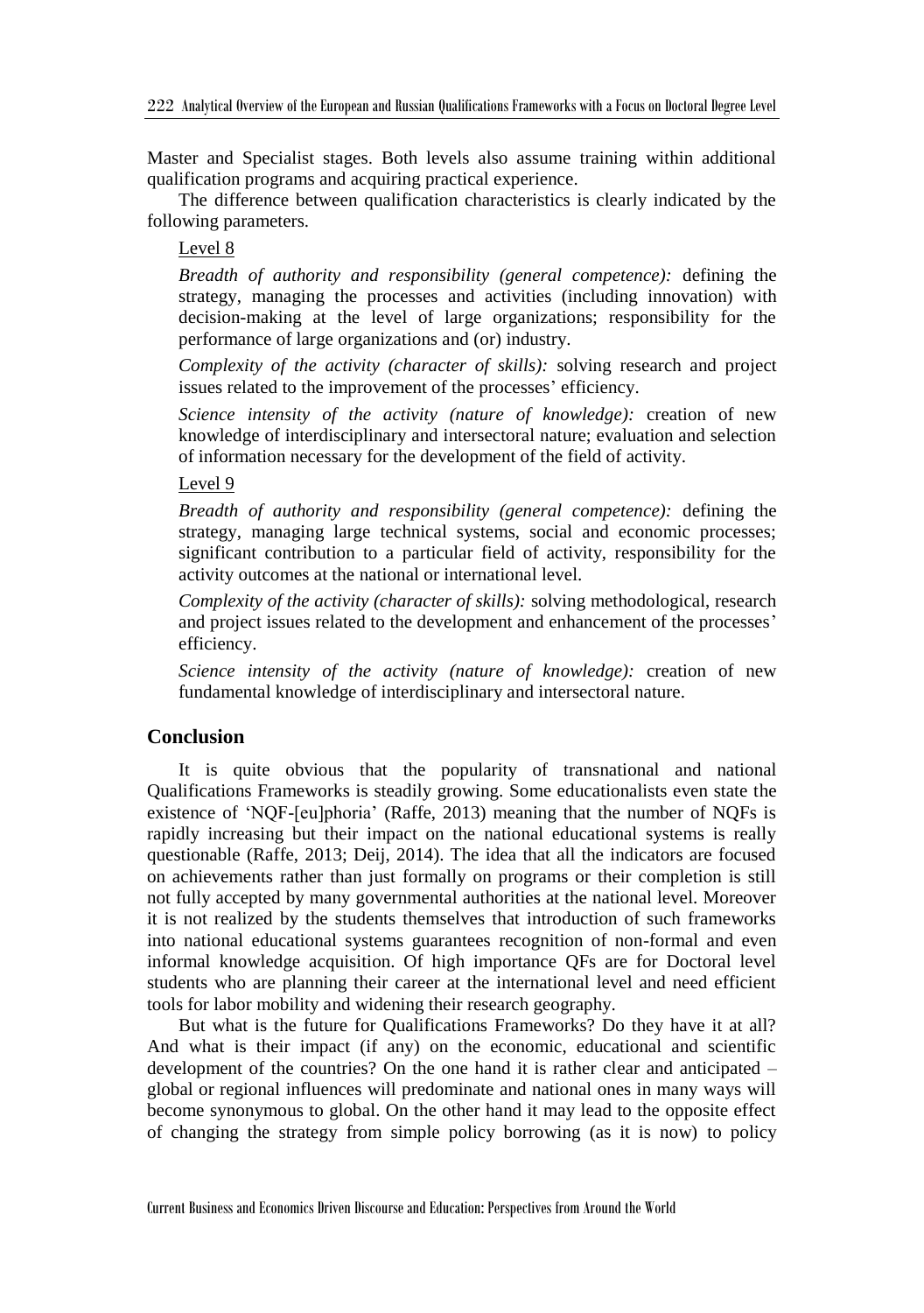Master and Specialist stages. Both levels also assume training within additional qualification programs and acquiring practical experience.

The difference between qualification characteristics is clearly indicated by the following parameters.

Level 8

*Breadth of authority and responsibility (general competence):* defining the strategy, managing the processes and activities (including innovation) with decision-making at the level of large organizations; responsibility for the performance of large organizations and (or) industry.

*Complexity of the activity (character of skills):* solving research and project issues related to the improvement of the processes' efficiency.

*Science intensity of the activity (nature of knowledge):* creation of new knowledge of interdisciplinary and intersectoral nature; evaluation and selection of information necessary for the development of the field of activity.

Level 9

*Breadth of authority and responsibility (general competence):* defining the strategy, managing large technical systems, social and economic processes; significant contribution to a particular field of activity, responsibility for the activity outcomes at the national or international level.

*Complexity of the activity (character of skills):* solving methodological, research and project issues related to the development and enhancement of the processes' efficiency.

*Science intensity of the activity (nature of knowledge):* creation of new fundamental knowledge of interdisciplinary and intersectoral nature.

## Conclusion

It is quite obvious that the popularity of transnational and national Qualifications Frameworks is steadily growing. Some educationalists even state the existence of 'NQF-[eu]phoria' (Raffe, 2013) meaning that the number of NQFs is rapidly increasing but their impact on the national educational systems is really questionable (Raffe, 2013; Deij, 2014). The idea that all the indicators are focused on achievements rather than just formally on programs or their completion is still not fully accepted by many governmental authorities at the national level. Moreover it is not realized by the students themselves that introduction of such frameworks into national educational systems guarantees recognition of non-formal and even informal knowledge acquisition. Of high importance QFs are for Doctoral level students who are planning their career at the international level and need efficient tools for labor mobility and widening their research geography.

But what is the future for Qualifications Frameworks? Do they have it at all? And what is their impact (if any) on the economic, educational and scientific development of the countries? On the one hand it is rather clear and anticipated – global or regional influences will predominate and national ones in many ways will become synonymous to global. On the other hand it may lead to the opposite effect of changing the strategy from simple policy borrowing (as it is now) to policy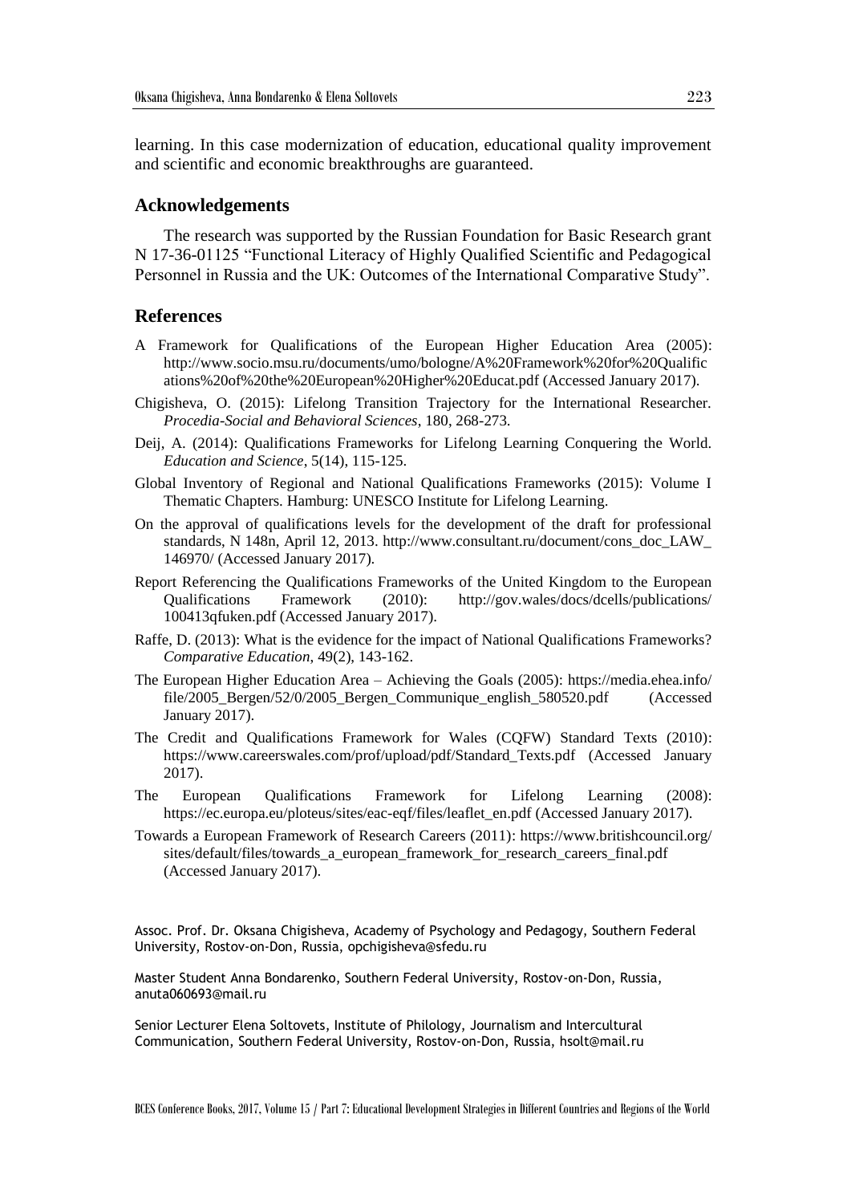learning. In this case modernization of education, educational quality improvement and scientific and economic breakthroughs are guaranteed.

## Acknowledgements

The research was supported by the Russian Foundation for Basic Research grant N 17-36-01125 "Functional Literacy of Highly Qualified Scientific and Pedagogical Personnel in Russia and the UK: Outcomes of the International Comparative Study".

## References

A Framework for Qualifications of the European Higher Education Area (2005): http://www.socio.msu.ru/documents/umo/bologne/A%20Framework%20for%20Qualifications%20of%20the%20European%20Higher%20Educat.pdf (Accessed January 2017).

Chigisheva, O. (2015): Lifelong Transition Trajectory for the International Researcher. *Procedia-Social and Behavioral Sciences*, 180, 268-273.

Deij, A. (2014): Qualifications Frameworks for Lifelong Learning Conquering the World. *Education and Science*, 5(14), 115-125.

Global Inventory of Regional and National Qualifications Frameworks (2015): Volume I Thematic Chapters. Hamburg: UNESCO Institute for Lifelong Learning.

On the approval of qualifications levels for the development of the draft for professional standards, N 148n, April 12, 2013. http://www.consultant.ru/document/cons_doc_LAW_146970/ (Accessed January 2017).

Report Referencing the Qualifications Frameworks of the United Kingdom to the European Qualifications Framework (2010): http://gov.wales/docs/dcells/publications/100413qfuken.pdf (Accessed January 2017).

Raffe, D. (2013): What is the evidence for the impact of National Qualifications Frameworks? *Comparative Education*, 49(2), 143-162.

The European Higher Education Area – Achieving the Goals (2005): https://media.ehea.info/file/2005_Bergen/52/0/2005_Bergen_Communique_english_580520.pdf (Accessed January 2017).

The Credit and Qualifications Framework for Wales (CQFW) Standard Texts (2010): https://www.careerswales.com/prof/upload/pdf/Standard_Texts.pdf (Accessed January 2017).

The European Qualifications Framework for Lifelong Learning (2008): https://ec.europa.eu/ploteus/sites/eac-eqf/files/leaflet_en.pdf (Accessed January 2017).

Towards a European Framework of Research Careers (2011): https://www.britishcouncil.org/sites/default/files/towards_a_european_framework_for_research_careers_final.pdf (Accessed January 2017).

Assoc. Prof. Dr. Oksana Chigisheva, Academy of Psychology and Pedagogy, Southern Federal University, Rostov-on-Don, Russia, opchigisheva@sfedu.ru

Master Student Anna Bondarenko, Southern Federal University, Rostov-on-Don, Russia, anuta060693@mail.ru

Senior Lecturer Elena Soltovets, Institute of Philology, Journalism and Intercultural Communication, Southern Federal University, Rostov-on-Don, Russia, hsolt@mail.ru